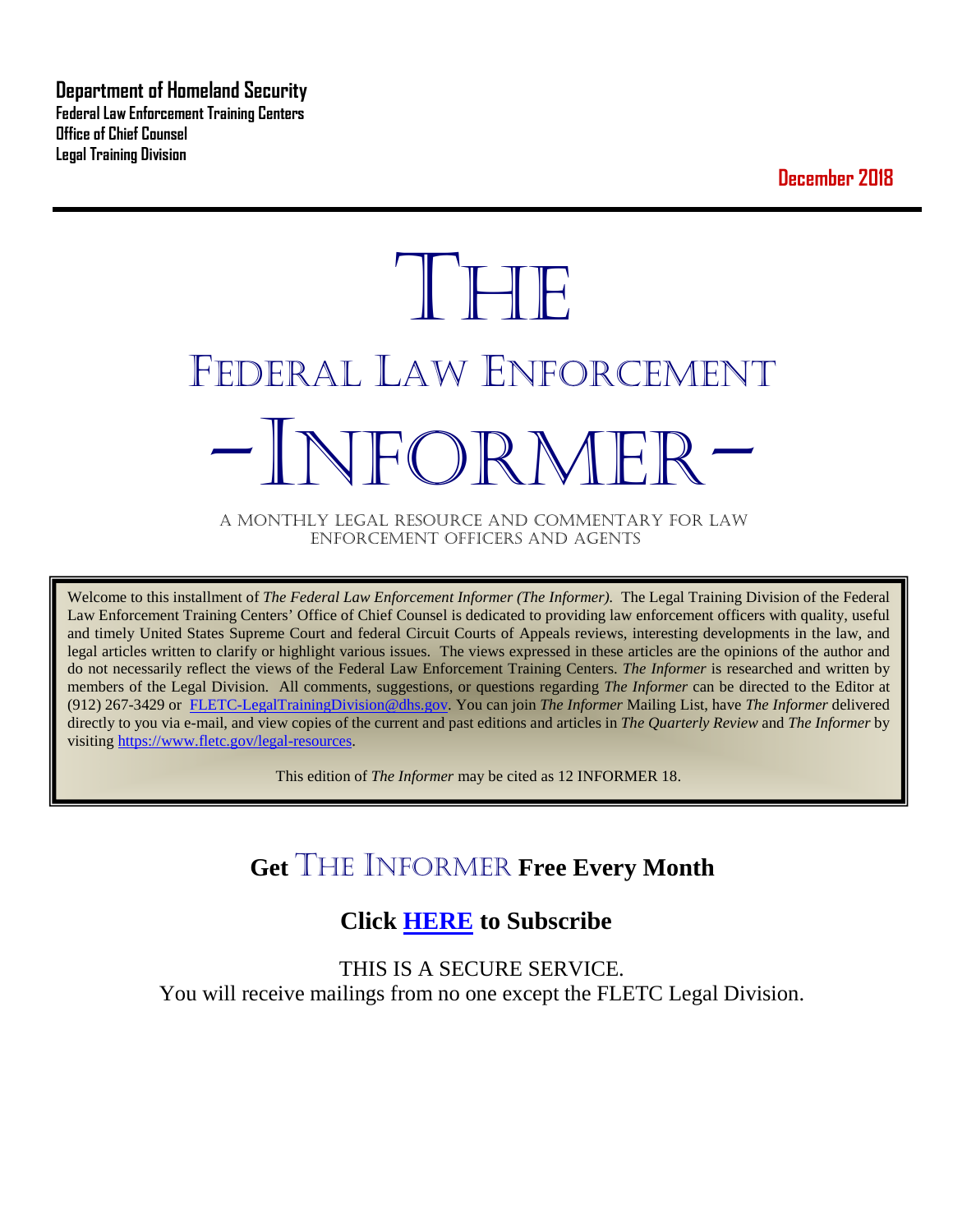**Department of Homeland Security**
**Federal Law Enforcement Training Centers**
**Office of Chief Counsel**
**Legal Training Division**

**December 2018**

# THE
# FEDERAL LAW ENFORCEMENT
# -INFORMER-

A MONTHLY LEGAL RESOURCE AND COMMENTARY FOR LAW ENFORCEMENT OFFICERS AND AGENTS

Welcome to this installment of *The Federal Law Enforcement Informer (The Informer).* The Legal Training Division of the Federal Law Enforcement Training Centers' Office of Chief Counsel is dedicated to providing law enforcement officers with quality, useful and timely United States Supreme Court and federal Circuit Courts of Appeals reviews, interesting developments in the law, and legal articles written to clarify or highlight various issues. The views expressed in these articles are the opinions of the author and do not necessarily reflect the views of the Federal Law Enforcement Training Centers. *The Informer* is researched and written by members of the Legal Division. All comments, suggestions, or questions regarding *The Informer* can be directed to the Editor at (912) 267-3429 or FLETC-LegalTrainingDivision@dhs.gov. You can join *The Informer* Mailing List, have *The Informer* delivered directly to you via e-mail, and view copies of the current and past editions and articles in *The Quarterly Review* and *The Informer* by visiting https://www.fletc.gov/legal-resources.

This edition of *The Informer* may be cited as 12 INFORMER 18.

## Get THE INFORMER Free Every Month

## Click HERE to Subscribe

THIS IS A SECURE SERVICE.
You will receive mailings from no one except the FLETC Legal Division.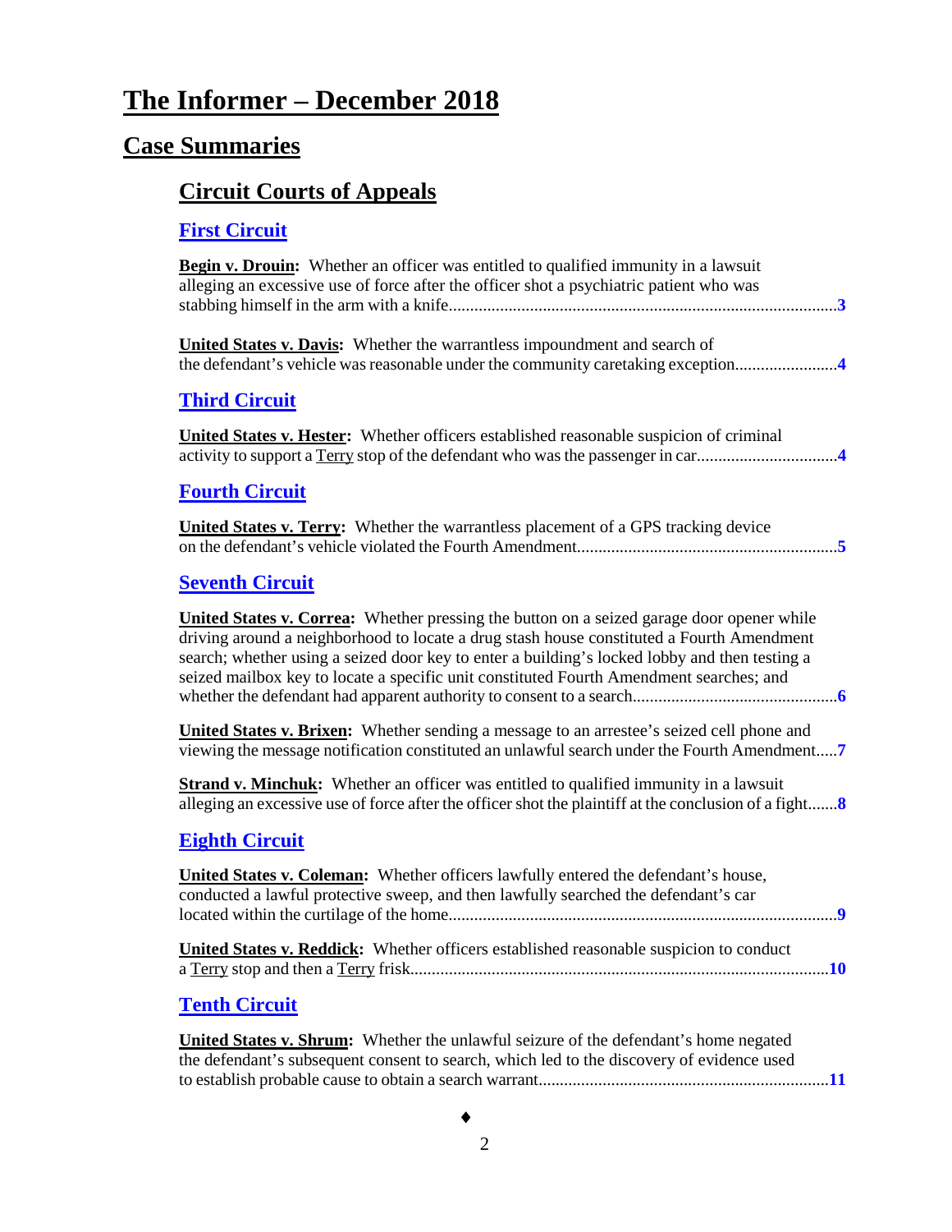# The Informer – December 2018

## Case Summaries

### Circuit Courts of Appeals

#### First Circuit

**Begin v. Drouin:** Whether an officer was entitled to qualified immunity in a lawsuit alleging an excessive use of force after the officer shot a psychiatric patient who was stabbing himself in the arm with a knife..........................................................................................3

**United States v. Davis:** Whether the warrantless impoundment and search of the defendant's vehicle was reasonable under the community caretaking exception........................4

#### Third Circuit

**United States v. Hester:** Whether officers established reasonable suspicion of criminal activity to support a Terry stop of the defendant who was the passenger in car................................4

#### Fourth Circuit

**United States v. Terry:** Whether the warrantless placement of a GPS tracking device on the defendant's vehicle violated the Fourth Amendment............................................................5

#### Seventh Circuit

**United States v. Correa:** Whether pressing the button on a seized garage door opener while driving around a neighborhood to locate a drug stash house constituted a Fourth Amendment search; whether using a seized door key to enter a building's locked lobby and then testing a seized mailbox key to locate a specific unit constituted Fourth Amendment searches; and whether the defendant had apparent authority to consent to a search................................................6

**United States v. Brixen:** Whether sending a message to an arrestee's seized cell phone and viewing the message notification constituted an unlawful search under the Fourth Amendment.....7

**Strand v. Minchuk:** Whether an officer was entitled to qualified immunity in a lawsuit alleging an excessive use of force after the officer shot the plaintiff at the conclusion of a fight.......8

#### Eighth Circuit

**United States v. Coleman:** Whether officers lawfully entered the defendant's house, conducted a lawful protective sweep, and then lawfully searched the defendant's car located within the curtilage of the home..........................................................................................9

**United States v. Reddick:** Whether officers established reasonable suspicion to conduct a Terry stop and then a Terry frisk.................................................................................................10

#### Tenth Circuit

**United States v. Shrum:** Whether the unlawful seizure of the defendant's home negated the defendant's subsequent consent to search, which led to the discovery of evidence used to establish probable cause to obtain a search warrant...................................................................11

♦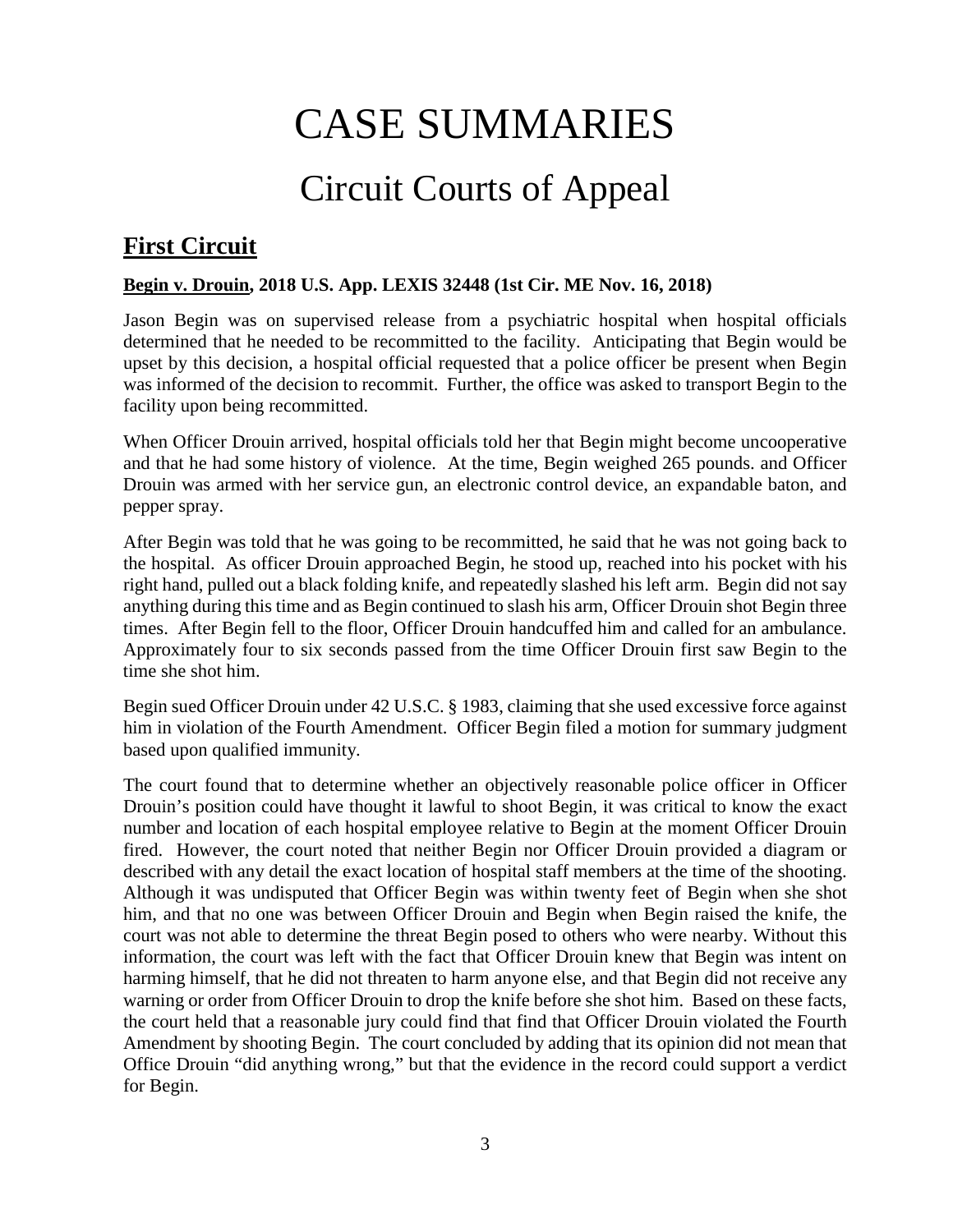# CASE SUMMARIES

# Circuit Courts of Appeal

## First Circuit

**Begin v. Drouin, 2018 U.S. App. LEXIS 32448 (1st Cir. ME Nov. 16, 2018)**

Jason Begin was on supervised release from a psychiatric hospital when hospital officials determined that he needed to be recommitted to the facility. Anticipating that Begin would be upset by this decision, a hospital official requested that a police officer be present when Begin was informed of the decision to recommit. Further, the office was asked to transport Begin to the facility upon being recommitted.

When Officer Drouin arrived, hospital officials told her that Begin might become uncooperative and that he had some history of violence. At the time, Begin weighed 265 pounds. and Officer Drouin was armed with her service gun, an electronic control device, an expandable baton, and pepper spray.

After Begin was told that he was going to be recommitted, he said that he was not going back to the hospital. As officer Drouin approached Begin, he stood up, reached into his pocket with his right hand, pulled out a black folding knife, and repeatedly slashed his left arm. Begin did not say anything during this time and as Begin continued to slash his arm, Officer Drouin shot Begin three times. After Begin fell to the floor, Officer Drouin handcuffed him and called for an ambulance. Approximately four to six seconds passed from the time Officer Drouin first saw Begin to the time she shot him.

Begin sued Officer Drouin under 42 U.S.C. § 1983, claiming that she used excessive force against him in violation of the Fourth Amendment. Officer Begin filed a motion for summary judgment based upon qualified immunity.

The court found that to determine whether an objectively reasonable police officer in Officer Drouin's position could have thought it lawful to shoot Begin, it was critical to know the exact number and location of each hospital employee relative to Begin at the moment Officer Drouin fired. However, the court noted that neither Begin nor Officer Drouin provided a diagram or described with any detail the exact location of hospital staff members at the time of the shooting. Although it was undisputed that Officer Begin was within twenty feet of Begin when she shot him, and that no one was between Officer Drouin and Begin when Begin raised the knife, the court was not able to determine the threat Begin posed to others who were nearby. Without this information, the court was left with the fact that Officer Drouin knew that Begin was intent on harming himself, that he did not threaten to harm anyone else, and that Begin did not receive any warning or order from Officer Drouin to drop the knife before she shot him. Based on these facts, the court held that a reasonable jury could find that find that Officer Drouin violated the Fourth Amendment by shooting Begin. The court concluded by adding that its opinion did not mean that Office Drouin "did anything wrong," but that the evidence in the record could support a verdict for Begin.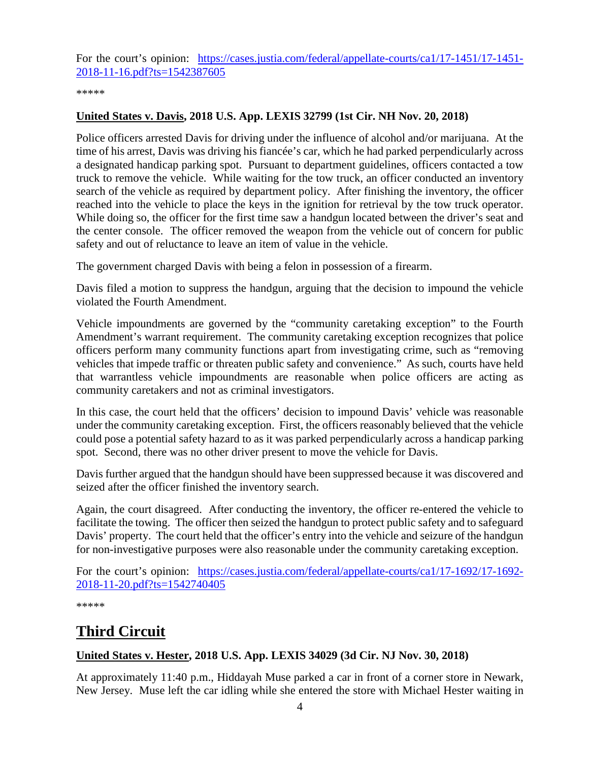For the court's opinion: [https://cases.justia.com/federal/appellate-courts/ca1/17-1451/17-1451-2018-11-16.pdf?ts=1542387605](https://cases.justia.com/federal/appellate-courts/ca1/17-1451/17-1451-2018-11-16.pdf?ts=1542387605)

*****

**United States v. Davis, 2018 U.S. App. LEXIS 32799 (1st Cir. NH Nov. 20, 2018)**

Police officers arrested Davis for driving under the influence of alcohol and/or marijuana. At the time of his arrest, Davis was driving his fiancée's car, which he had parked perpendicularly across a designated handicap parking spot. Pursuant to department guidelines, officers contacted a tow truck to remove the vehicle. While waiting for the tow truck, an officer conducted an inventory search of the vehicle as required by department policy. After finishing the inventory, the officer reached into the vehicle to place the keys in the ignition for retrieval by the tow truck operator. While doing so, the officer for the first time saw a handgun located between the driver's seat and the center console. The officer removed the weapon from the vehicle out of concern for public safety and out of reluctance to leave an item of value in the vehicle.

The government charged Davis with being a felon in possession of a firearm.

Davis filed a motion to suppress the handgun, arguing that the decision to impound the vehicle violated the Fourth Amendment.

Vehicle impoundments are governed by the "community caretaking exception" to the Fourth Amendment's warrant requirement. The community caretaking exception recognizes that police officers perform many community functions apart from investigating crime, such as "removing vehicles that impede traffic or threaten public safety and convenience." As such, courts have held that warrantless vehicle impoundments are reasonable when police officers are acting as community caretakers and not as criminal investigators.

In this case, the court held that the officers' decision to impound Davis' vehicle was reasonable under the community caretaking exception. First, the officers reasonably believed that the vehicle could pose a potential safety hazard to as it was parked perpendicularly across a handicap parking spot. Second, there was no other driver present to move the vehicle for Davis.

Davis further argued that the handgun should have been suppressed because it was discovered and seized after the officer finished the inventory search.

Again, the court disagreed. After conducting the inventory, the officer re-entered the vehicle to facilitate the towing. The officer then seized the handgun to protect public safety and to safeguard Davis' property. The court held that the officer's entry into the vehicle and seizure of the handgun for non-investigative purposes were also reasonable under the community caretaking exception.

For the court's opinion: [https://cases.justia.com/federal/appellate-courts/ca1/17-1692/17-1692-2018-11-20.pdf?ts=1542740405](https://cases.justia.com/federal/appellate-courts/ca1/17-1692/17-1692-2018-11-20.pdf?ts=1542740405)

*****

# Third Circuit

**United States v. Hester, 2018 U.S. App. LEXIS 34029 (3d Cir. NJ Nov. 30, 2018)**

At approximately 11:40 p.m., Hiddayah Muse parked a car in front of a corner store in Newark, New Jersey. Muse left the car idling while she entered the store with Michael Hester waiting in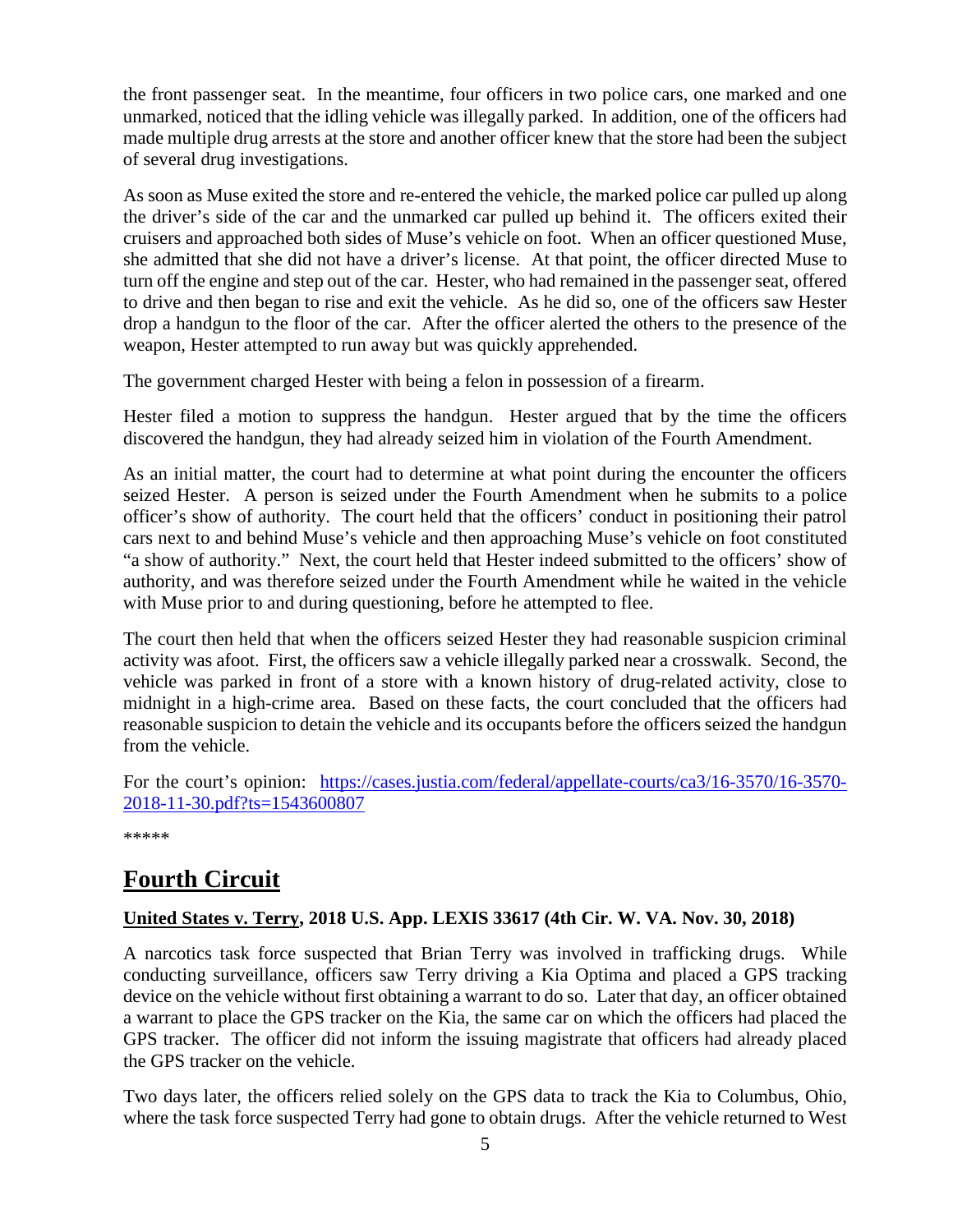the front passenger seat. In the meantime, four officers in two police cars, one marked and one unmarked, noticed that the idling vehicle was illegally parked. In addition, one of the officers had made multiple drug arrests at the store and another officer knew that the store had been the subject of several drug investigations.

As soon as Muse exited the store and re-entered the vehicle, the marked police car pulled up along the driver's side of the car and the unmarked car pulled up behind it. The officers exited their cruisers and approached both sides of Muse's vehicle on foot. When an officer questioned Muse, she admitted that she did not have a driver's license. At that point, the officer directed Muse to turn off the engine and step out of the car. Hester, who had remained in the passenger seat, offered to drive and then began to rise and exit the vehicle. As he did so, one of the officers saw Hester drop a handgun to the floor of the car. After the officer alerted the others to the presence of the weapon, Hester attempted to run away but was quickly apprehended.

The government charged Hester with being a felon in possession of a firearm.

Hester filed a motion to suppress the handgun. Hester argued that by the time the officers discovered the handgun, they had already seized him in violation of the Fourth Amendment.

As an initial matter, the court had to determine at what point during the encounter the officers seized Hester. A person is seized under the Fourth Amendment when he submits to a police officer's show of authority. The court held that the officers' conduct in positioning their patrol cars next to and behind Muse's vehicle and then approaching Muse's vehicle on foot constituted "a show of authority." Next, the court held that Hester indeed submitted to the officers' show of authority, and was therefore seized under the Fourth Amendment while he waited in the vehicle with Muse prior to and during questioning, before he attempted to flee.

The court then held that when the officers seized Hester they had reasonable suspicion criminal activity was afoot. First, the officers saw a vehicle illegally parked near a crosswalk. Second, the vehicle was parked in front of a store with a known history of drug-related activity, close to midnight in a high-crime area. Based on these facts, the court concluded that the officers had reasonable suspicion to detain the vehicle and its occupants before the officers seized the handgun from the vehicle.

For the court's opinion: [https://cases.justia.com/federal/appellate-courts/ca3/16-3570/16-3570-2018-11-30.pdf?ts=1543600807](https://cases.justia.com/federal/appellate-courts/ca3/16-3570/16-3570-2018-11-30.pdf?ts=1543600807)

*****

## Fourth Circuit

### United States v. Terry, 2018 U.S. App. LEXIS 33617 (4th Cir. W. VA. Nov. 30, 2018)

A narcotics task force suspected that Brian Terry was involved in trafficking drugs. While conducting surveillance, officers saw Terry driving a Kia Optima and placed a GPS tracking device on the vehicle without first obtaining a warrant to do so. Later that day, an officer obtained a warrant to place the GPS tracker on the Kia, the same car on which the officers had placed the GPS tracker. The officer did not inform the issuing magistrate that officers had already placed the GPS tracker on the vehicle.

Two days later, the officers relied solely on the GPS data to track the Kia to Columbus, Ohio, where the task force suspected Terry had gone to obtain drugs. After the vehicle returned to West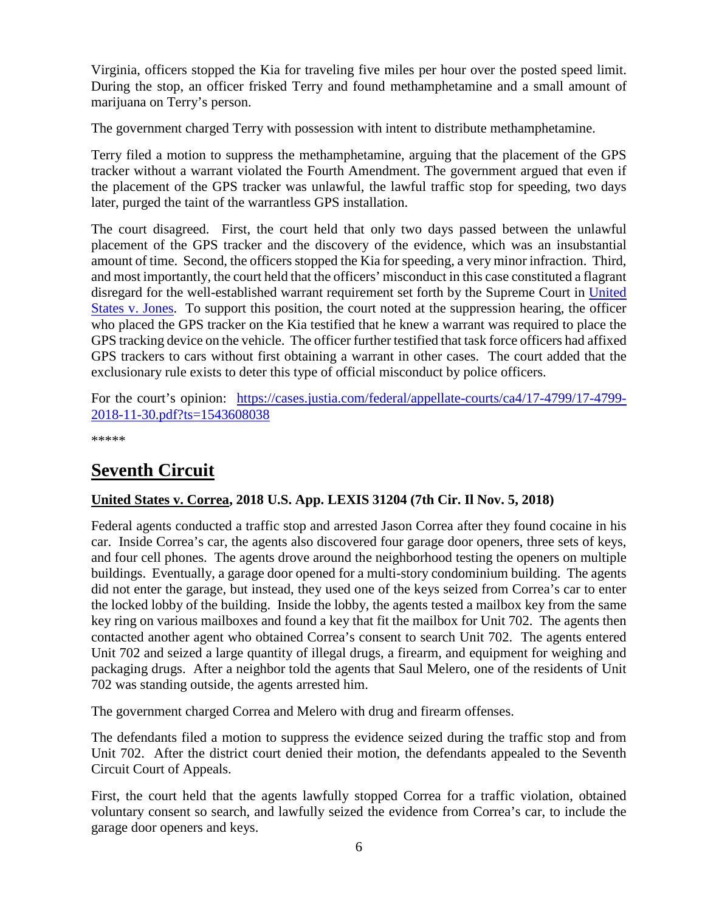Virginia, officers stopped the Kia for traveling five miles per hour over the posted speed limit. During the stop, an officer frisked Terry and found methamphetamine and a small amount of marijuana on Terry's person.

The government charged Terry with possession with intent to distribute methamphetamine.

Terry filed a motion to suppress the methamphetamine, arguing that the placement of the GPS tracker without a warrant violated the Fourth Amendment. The government argued that even if the placement of the GPS tracker was unlawful, the lawful traffic stop for speeding, two days later, purged the taint of the warrantless GPS installation.

The court disagreed. First, the court held that only two days passed between the unlawful placement of the GPS tracker and the discovery of the evidence, which was an insubstantial amount of time. Second, the officers stopped the Kia for speeding, a very minor infraction. Third, and most importantly, the court held that the officers' misconduct in this case constituted a flagrant disregard for the well-established warrant requirement set forth by the Supreme Court in [United States v. Jones](). To support this position, the court noted at the suppression hearing, the officer who placed the GPS tracker on the Kia testified that he knew a warrant was required to place the GPS tracking device on the vehicle. The officer further testified that task force officers had affixed GPS trackers to cars without first obtaining a warrant in other cases. The court added that the exclusionary rule exists to deter this type of official misconduct by police officers.

For the court's opinion: [https://cases.justia.com/federal/appellate-courts/ca4/17-4799/17-4799-2018-11-30.pdf?ts=1543608038](https://cases.justia.com/federal/appellate-courts/ca4/17-4799/17-4799-2018-11-30.pdf?ts=1543608038)

*****

## Seventh Circuit

**United States v. Correa, 2018 U.S. App. LEXIS 31204 (7th Cir. Il Nov. 5, 2018)**

Federal agents conducted a traffic stop and arrested Jason Correa after they found cocaine in his car. Inside Correa's car, the agents also discovered four garage door openers, three sets of keys, and four cell phones. The agents drove around the neighborhood testing the openers on multiple buildings. Eventually, a garage door opened for a multi-story condominium building. The agents did not enter the garage, but instead, they used one of the keys seized from Correa's car to enter the locked lobby of the building. Inside the lobby, the agents tested a mailbox key from the same key ring on various mailboxes and found a key that fit the mailbox for Unit 702. The agents then contacted another agent who obtained Correa's consent to search Unit 702. The agents entered Unit 702 and seized a large quantity of illegal drugs, a firearm, and equipment for weighing and packaging drugs. After a neighbor told the agents that Saul Melero, one of the residents of Unit 702 was standing outside, the agents arrested him.

The government charged Correa and Melero with drug and firearm offenses.

The defendants filed a motion to suppress the evidence seized during the traffic stop and from Unit 702. After the district court denied their motion, the defendants appealed to the Seventh Circuit Court of Appeals.

First, the court held that the agents lawfully stopped Correa for a traffic violation, obtained voluntary consent so search, and lawfully seized the evidence from Correa's car, to include the garage door openers and keys.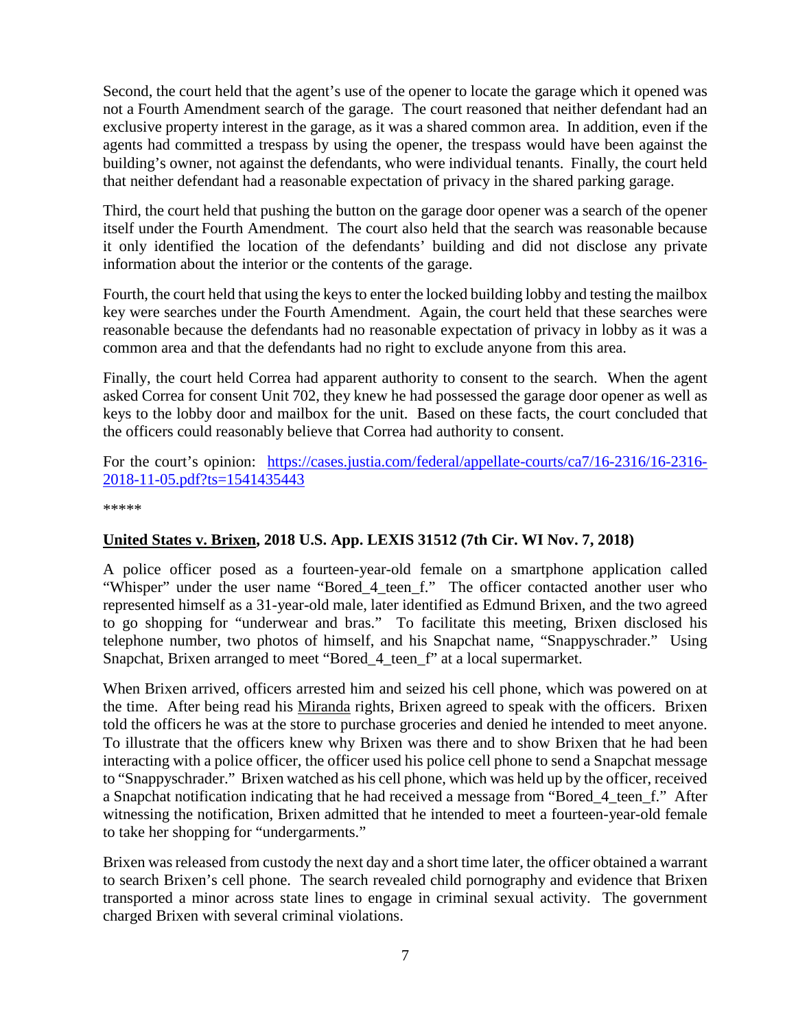Second, the court held that the agent's use of the opener to locate the garage which it opened was not a Fourth Amendment search of the garage. The court reasoned that neither defendant had an exclusive property interest in the garage, as it was a shared common area. In addition, even if the agents had committed a trespass by using the opener, the trespass would have been against the building's owner, not against the defendants, who were individual tenants. Finally, the court held that neither defendant had a reasonable expectation of privacy in the shared parking garage.

Third, the court held that pushing the button on the garage door opener was a search of the opener itself under the Fourth Amendment. The court also held that the search was reasonable because it only identified the location of the defendants' building and did not disclose any private information about the interior or the contents of the garage.

Fourth, the court held that using the keys to enter the locked building lobby and testing the mailbox key were searches under the Fourth Amendment. Again, the court held that these searches were reasonable because the defendants had no reasonable expectation of privacy in lobby as it was a common area and that the defendants had no right to exclude anyone from this area.

Finally, the court held Correa had apparent authority to consent to the search. When the agent asked Correa for consent Unit 702, they knew he had possessed the garage door opener as well as keys to the lobby door and mailbox for the unit. Based on these facts, the court concluded that the officers could reasonably believe that Correa had authority to consent.

For the court's opinion: [https://cases.justia.com/federal/appellate-courts/ca7/16-2316/16-2316-2018-11-05.pdf?ts=1541435443](https://cases.justia.com/federal/appellate-courts/ca7/16-2316/16-2316-2018-11-05.pdf?ts=1541435443)

*****

**<u>United States v. Brixen</u>, 2018 U.S. App. LEXIS 31512 (7th Cir. WI Nov. 7, 2018)**

A police officer posed as a fourteen-year-old female on a smartphone application called "Whisper" under the user name "Bored_4_teen_f." The officer contacted another user who represented himself as a 31-year-old male, later identified as Edmund Brixen, and the two agreed to go shopping for "underwear and bras." To facilitate this meeting, Brixen disclosed his telephone number, two photos of himself, and his Snapchat name, "Snappyschrader." Using Snapchat, Brixen arranged to meet "Bored_4_teen_f" at a local supermarket.

When Brixen arrived, officers arrested him and seized his cell phone, which was powered on at the time. After being read his <u>Miranda</u> rights, Brixen agreed to speak with the officers. Brixen told the officers he was at the store to purchase groceries and denied he intended to meet anyone. To illustrate that the officers knew why Brixen was there and to show Brixen that he had been interacting with a police officer, the officer used his police cell phone to send a Snapchat message to "Snappyschrader." Brixen watched as his cell phone, which was held up by the officer, received a Snapchat notification indicating that he had received a message from "Bored_4_teen_f." After witnessing the notification, Brixen admitted that he intended to meet a fourteen-year-old female to take her shopping for "undergarments."

Brixen was released from custody the next day and a short time later, the officer obtained a warrant to search Brixen's cell phone. The search revealed child pornography and evidence that Brixen transported a minor across state lines to engage in criminal sexual activity. The government charged Brixen with several criminal violations.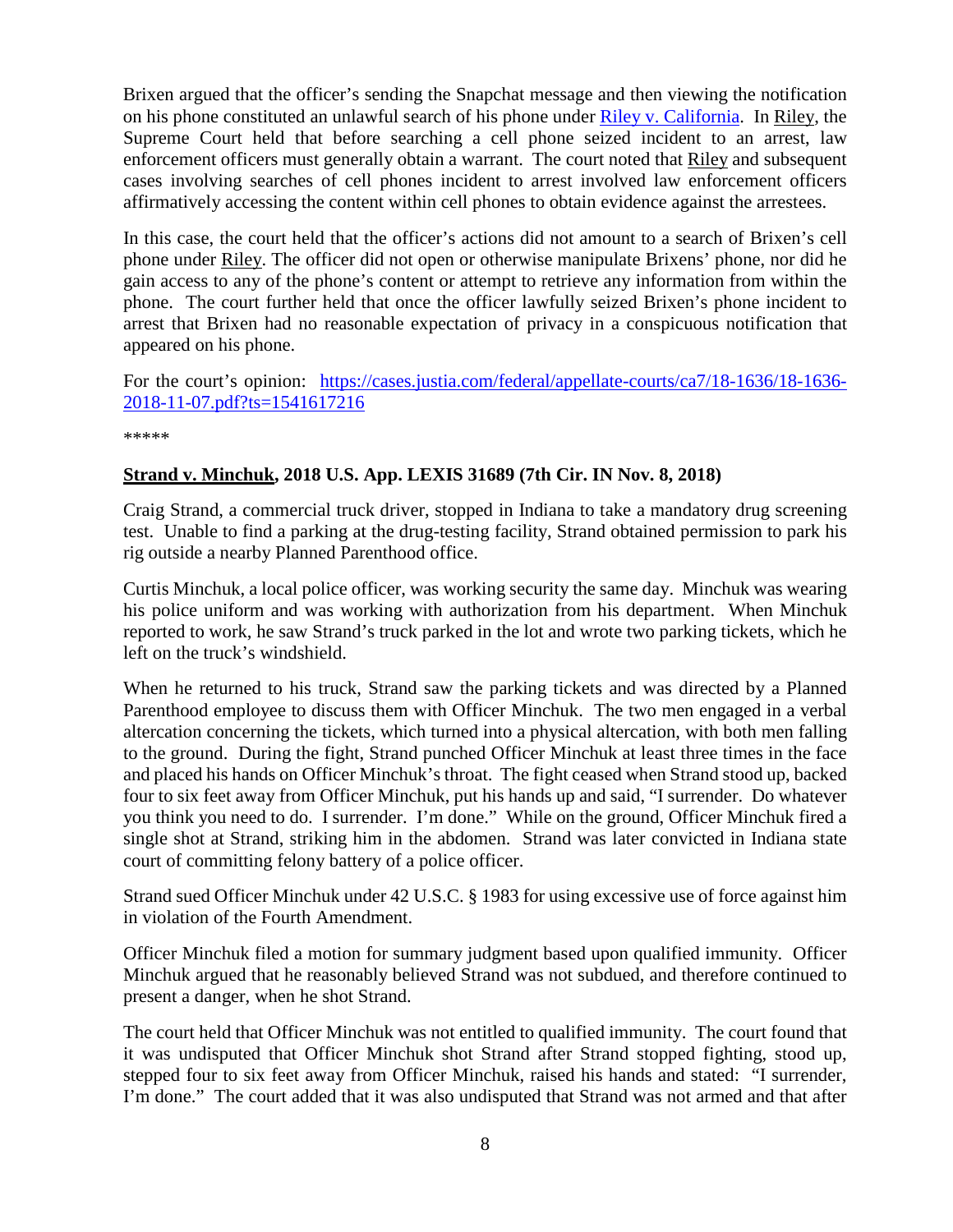Brixen argued that the officer's sending the Snapchat message and then viewing the notification on his phone constituted an unlawful search of his phone under [Riley v. California](). In Riley, the Supreme Court held that before searching a cell phone seized incident to an arrest, law enforcement officers must generally obtain a warrant. The court noted that Riley and subsequent cases involving searches of cell phones incident to arrest involved law enforcement officers affirmatively accessing the content within cell phones to obtain evidence against the arrestees.

In this case, the court held that the officer's actions did not amount to a search of Brixen's cell phone under Riley. The officer did not open or otherwise manipulate Brixens' phone, nor did he gain access to any of the phone's content or attempt to retrieve any information from within the phone. The court further held that once the officer lawfully seized Brixen's phone incident to arrest that Brixen had no reasonable expectation of privacy in a conspicuous notification that appeared on his phone.

For the court's opinion: [https://cases.justia.com/federal/appellate-courts/ca7/18-1636/18-1636-2018-11-07.pdf?ts=1541617216](https://cases.justia.com/federal/appellate-courts/ca7/18-1636/18-1636-2018-11-07.pdf?ts=1541617216)

*****

## **Strand v. Minchuk, 2018 U.S. App. LEXIS 31689 (7th Cir. IN Nov. 8, 2018)**

Craig Strand, a commercial truck driver, stopped in Indiana to take a mandatory drug screening test. Unable to find a parking at the drug-testing facility, Strand obtained permission to park his rig outside a nearby Planned Parenthood office.

Curtis Minchuk, a local police officer, was working security the same day. Minchuk was wearing his police uniform and was working with authorization from his department. When Minchuk reported to work, he saw Strand's truck parked in the lot and wrote two parking tickets, which he left on the truck's windshield.

When he returned to his truck, Strand saw the parking tickets and was directed by a Planned Parenthood employee to discuss them with Officer Minchuk. The two men engaged in a verbal altercation concerning the tickets, which turned into a physical altercation, with both men falling to the ground. During the fight, Strand punched Officer Minchuk at least three times in the face and placed his hands on Officer Minchuk's throat. The fight ceased when Strand stood up, backed four to six feet away from Officer Minchuk, put his hands up and said, "I surrender. Do whatever you think you need to do. I surrender. I'm done." While on the ground, Officer Minchuk fired a single shot at Strand, striking him in the abdomen. Strand was later convicted in Indiana state court of committing felony battery of a police officer.

Strand sued Officer Minchuk under 42 U.S.C. § 1983 for using excessive use of force against him in violation of the Fourth Amendment.

Officer Minchuk filed a motion for summary judgment based upon qualified immunity. Officer Minchuk argued that he reasonably believed Strand was not subdued, and therefore continued to present a danger, when he shot Strand.

The court held that Officer Minchuk was not entitled to qualified immunity. The court found that it was undisputed that Officer Minchuk shot Strand after Strand stopped fighting, stood up, stepped four to six feet away from Officer Minchuk, raised his hands and stated: "I surrender, I'm done." The court added that it was also undisputed that Strand was not armed and that after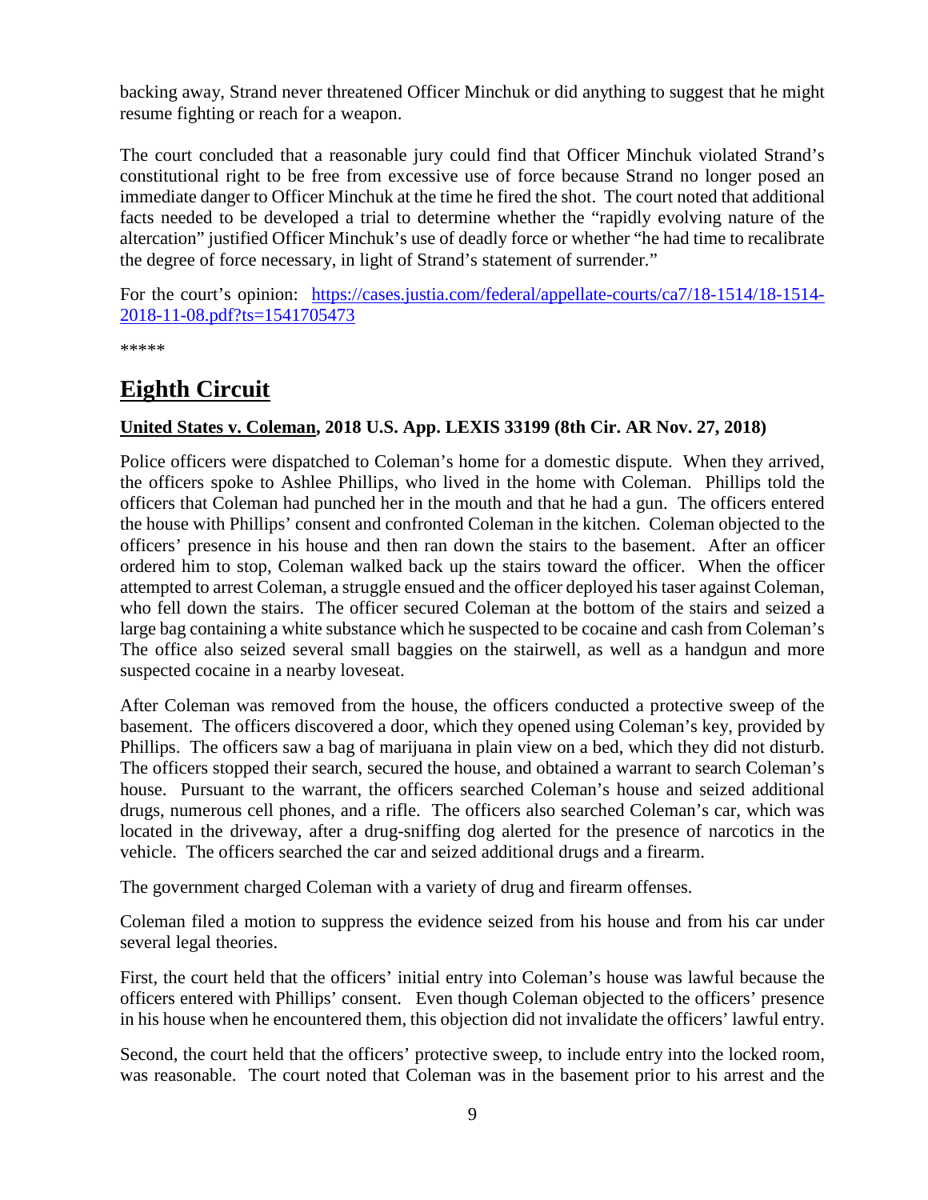backing away, Strand never threatened Officer Minchuk or did anything to suggest that he might resume fighting or reach for a weapon.

The court concluded that a reasonable jury could find that Officer Minchuk violated Strand's constitutional right to be free from excessive use of force because Strand no longer posed an immediate danger to Officer Minchuk at the time he fired the shot. The court noted that additional facts needed to be developed a trial to determine whether the "rapidly evolving nature of the altercation" justified Officer Minchuk's use of deadly force or whether "he had time to recalibrate the degree of force necessary, in light of Strand's statement of surrender."

For the court's opinion: [https://cases.justia.com/federal/appellate-courts/ca7/18-1514/18-1514-2018-11-08.pdf?ts=1541705473](https://cases.justia.com/federal/appellate-courts/ca7/18-1514/18-1514-2018-11-08.pdf?ts=1541705473)

*****

# Eighth Circuit

### United States v. Coleman, 2018 U.S. App. LEXIS 33199 (8th Cir. AR Nov. 27, 2018)

Police officers were dispatched to Coleman's home for a domestic dispute. When they arrived, the officers spoke to Ashlee Phillips, who lived in the home with Coleman. Phillips told the officers that Coleman had punched her in the mouth and that he had a gun. The officers entered the house with Phillips' consent and confronted Coleman in the kitchen. Coleman objected to the officers' presence in his house and then ran down the stairs to the basement. After an officer ordered him to stop, Coleman walked back up the stairs toward the officer. When the officer attempted to arrest Coleman, a struggle ensued and the officer deployed his taser against Coleman, who fell down the stairs. The officer secured Coleman at the bottom of the stairs and seized a large bag containing a white substance which he suspected to be cocaine and cash from Coleman's The office also seized several small baggies on the stairwell, as well as a handgun and more suspected cocaine in a nearby loveseat.

After Coleman was removed from the house, the officers conducted a protective sweep of the basement. The officers discovered a door, which they opened using Coleman's key, provided by Phillips. The officers saw a bag of marijuana in plain view on a bed, which they did not disturb. The officers stopped their search, secured the house, and obtained a warrant to search Coleman's house. Pursuant to the warrant, the officers searched Coleman's house and seized additional drugs, numerous cell phones, and a rifle. The officers also searched Coleman's car, which was located in the driveway, after a drug-sniffing dog alerted for the presence of narcotics in the vehicle. The officers searched the car and seized additional drugs and a firearm.

The government charged Coleman with a variety of drug and firearm offenses.

Coleman filed a motion to suppress the evidence seized from his house and from his car under several legal theories.

First, the court held that the officers' initial entry into Coleman's house was lawful because the officers entered with Phillips' consent. Even though Coleman objected to the officers' presence in his house when he encountered them, this objection did not invalidate the officers' lawful entry.

Second, the court held that the officers' protective sweep, to include entry into the locked room, was reasonable. The court noted that Coleman was in the basement prior to his arrest and the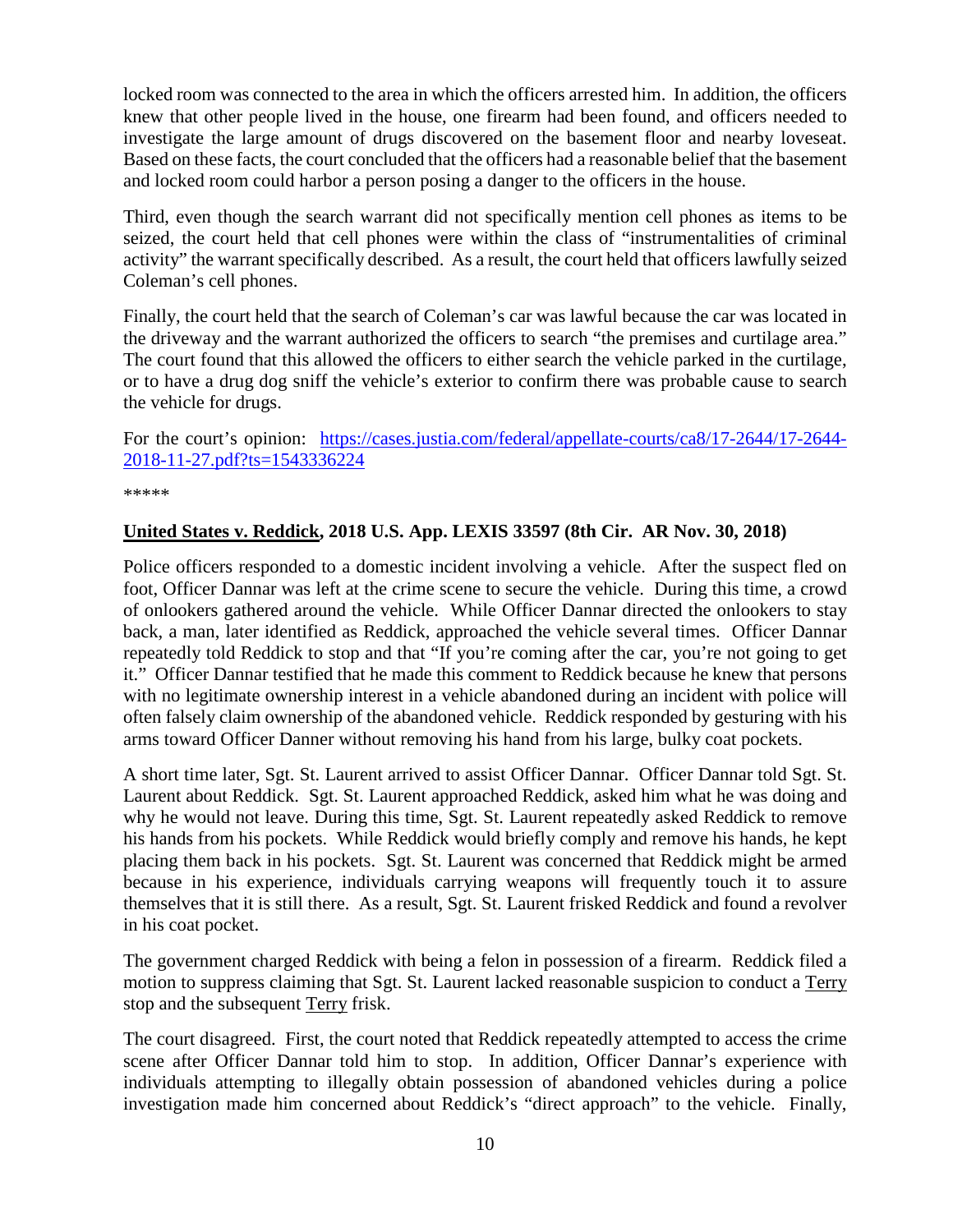locked room was connected to the area in which the officers arrested him. In addition, the officers knew that other people lived in the house, one firearm had been found, and officers needed to investigate the large amount of drugs discovered on the basement floor and nearby loveseat. Based on these facts, the court concluded that the officers had a reasonable belief that the basement and locked room could harbor a person posing a danger to the officers in the house.

Third, even though the search warrant did not specifically mention cell phones as items to be seized, the court held that cell phones were within the class of "instrumentalities of criminal activity" the warrant specifically described. As a result, the court held that officers lawfully seized Coleman's cell phones.

Finally, the court held that the search of Coleman's car was lawful because the car was located in the driveway and the warrant authorized the officers to search "the premises and curtilage area." The court found that this allowed the officers to either search the vehicle parked in the curtilage, or to have a drug dog sniff the vehicle's exterior to confirm there was probable cause to search the vehicle for drugs.

For the court's opinion: [https://cases.justia.com/federal/appellate-courts/ca8/17-2644/17-2644-2018-11-27.pdf?ts=1543336224](https://cases.justia.com/federal/appellate-courts/ca8/17-2644/17-2644-2018-11-27.pdf?ts=1543336224)

*****

**<u>United States v. Reddick</u>, 2018 U.S. App. LEXIS 33597 (8th Cir. AR Nov. 30, 2018)**

Police officers responded to a domestic incident involving a vehicle. After the suspect fled on foot, Officer Dannar was left at the crime scene to secure the vehicle. During this time, a crowd of onlookers gathered around the vehicle. While Officer Dannar directed the onlookers to stay back, a man, later identified as Reddick, approached the vehicle several times. Officer Dannar repeatedly told Reddick to stop and that "If you're coming after the car, you're not going to get it." Officer Dannar testified that he made this comment to Reddick because he knew that persons with no legitimate ownership interest in a vehicle abandoned during an incident with police will often falsely claim ownership of the abandoned vehicle. Reddick responded by gesturing with his arms toward Officer Danner without removing his hand from his large, bulky coat pockets.

A short time later, Sgt. St. Laurent arrived to assist Officer Dannar. Officer Dannar told Sgt. St. Laurent about Reddick. Sgt. St. Laurent approached Reddick, asked him what he was doing and why he would not leave. During this time, Sgt. St. Laurent repeatedly asked Reddick to remove his hands from his pockets. While Reddick would briefly comply and remove his hands, he kept placing them back in his pockets. Sgt. St. Laurent was concerned that Reddick might be armed because in his experience, individuals carrying weapons will frequently touch it to assure themselves that it is still there. As a result, Sgt. St. Laurent frisked Reddick and found a revolver in his coat pocket.

The government charged Reddick with being a felon in possession of a firearm. Reddick filed a motion to suppress claiming that Sgt. St. Laurent lacked reasonable suspicion to conduct a <u>Terry</u> stop and the subsequent <u>Terry</u> frisk.

The court disagreed. First, the court noted that Reddick repeatedly attempted to access the crime scene after Officer Dannar told him to stop. In addition, Officer Dannar's experience with individuals attempting to illegally obtain possession of abandoned vehicles during a police investigation made him concerned about Reddick's "direct approach" to the vehicle. Finally,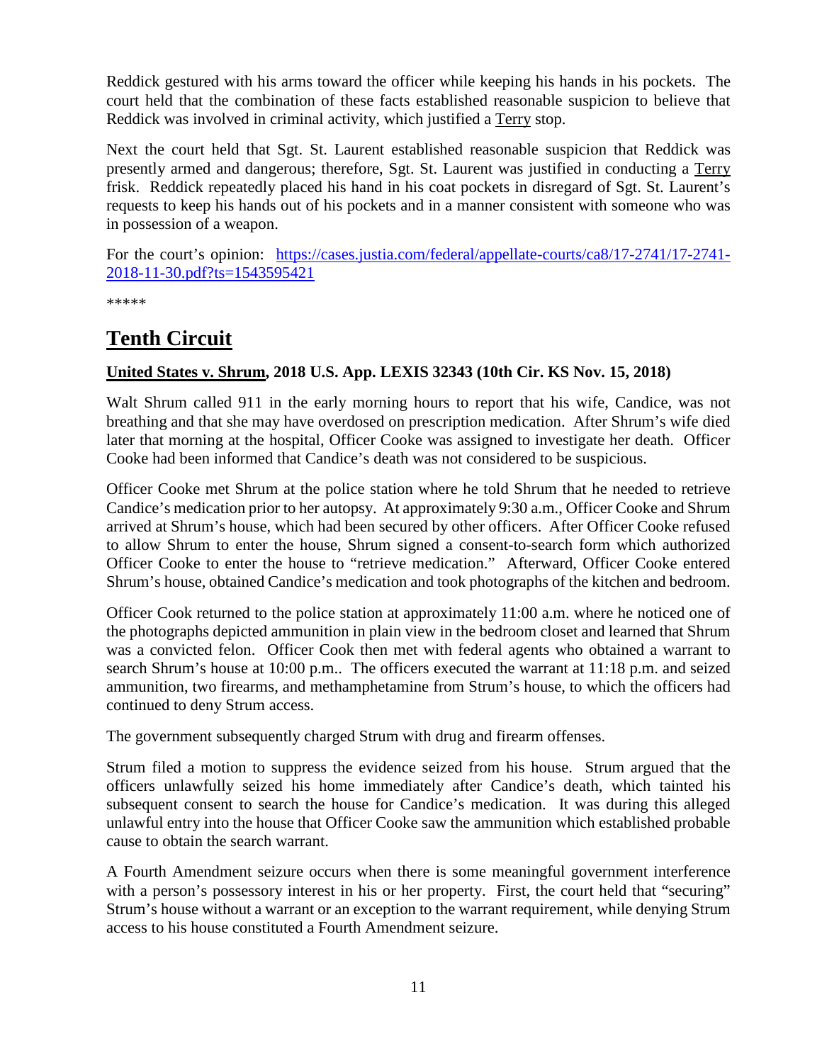Reddick gestured with his arms toward the officer while keeping his hands in his pockets. The court held that the combination of these facts established reasonable suspicion to believe that Reddick was involved in criminal activity, which justified a Terry stop.

Next the court held that Sgt. St. Laurent established reasonable suspicion that Reddick was presently armed and dangerous; therefore, Sgt. St. Laurent was justified in conducting a Terry frisk. Reddick repeatedly placed his hand in his coat pockets in disregard of Sgt. St. Laurent's requests to keep his hands out of his pockets and in a manner consistent with someone who was in possession of a weapon.

For the court's opinion: [https://cases.justia.com/federal/appellate-courts/ca8/17-2741/17-2741-2018-11-30.pdf?ts=1543595421](https://cases.justia.com/federal/appellate-courts/ca8/17-2741/17-2741-2018-11-30.pdf?ts=1543595421)

*****

# Tenth Circuit

**United States v. Shrum, 2018 U.S. App. LEXIS 32343 (10th Cir. KS Nov. 15, 2018)**

Walt Shrum called 911 in the early morning hours to report that his wife, Candice, was not breathing and that she may have overdosed on prescription medication. After Shrum's wife died later that morning at the hospital, Officer Cooke was assigned to investigate her death. Officer Cooke had been informed that Candice's death was not considered to be suspicious.

Officer Cooke met Shrum at the police station where he told Shrum that he needed to retrieve Candice's medication prior to her autopsy. At approximately 9:30 a.m., Officer Cooke and Shrum arrived at Shrum's house, which had been secured by other officers. After Officer Cooke refused to allow Shrum to enter the house, Shrum signed a consent-to-search form which authorized Officer Cooke to enter the house to "retrieve medication." Afterward, Officer Cooke entered Shrum's house, obtained Candice's medication and took photographs of the kitchen and bedroom.

Officer Cook returned to the police station at approximately 11:00 a.m. where he noticed one of the photographs depicted ammunition in plain view in the bedroom closet and learned that Shrum was a convicted felon. Officer Cook then met with federal agents who obtained a warrant to search Shrum's house at 10:00 p.m.. The officers executed the warrant at 11:18 p.m. and seized ammunition, two firearms, and methamphetamine from Strum's house, to which the officers had continued to deny Strum access.

The government subsequently charged Strum with drug and firearm offenses.

Strum filed a motion to suppress the evidence seized from his house. Strum argued that the officers unlawfully seized his home immediately after Candice's death, which tainted his subsequent consent to search the house for Candice's medication. It was during this alleged unlawful entry into the house that Officer Cooke saw the ammunition which established probable cause to obtain the search warrant.

A Fourth Amendment seizure occurs when there is some meaningful government interference with a person's possessory interest in his or her property. First, the court held that "securing" Strum's house without a warrant or an exception to the warrant requirement, while denying Strum access to his house constituted a Fourth Amendment seizure.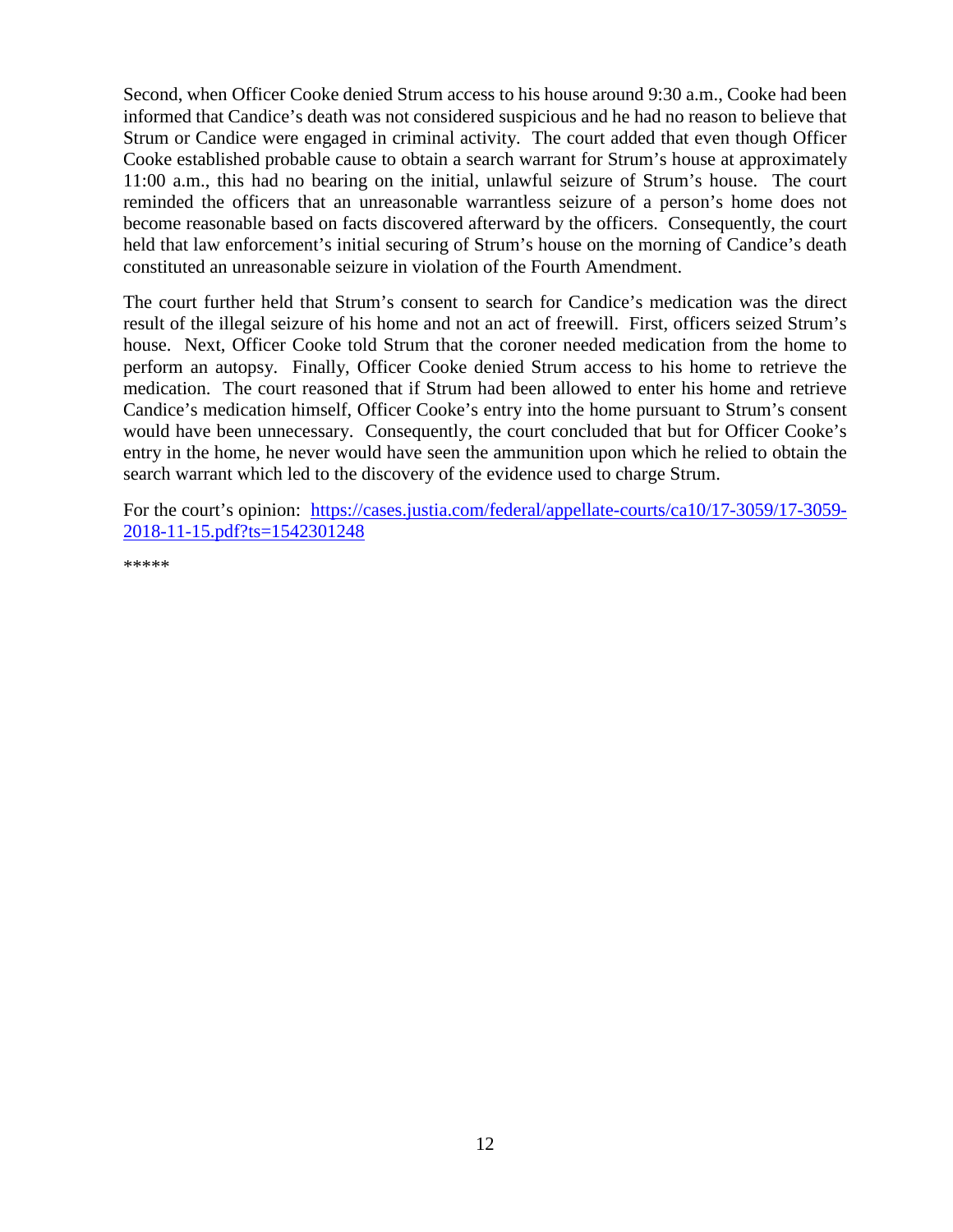Second, when Officer Cooke denied Strum access to his house around 9:30 a.m., Cooke had been informed that Candice's death was not considered suspicious and he had no reason to believe that Strum or Candice were engaged in criminal activity. The court added that even though Officer Cooke established probable cause to obtain a search warrant for Strum's house at approximately 11:00 a.m., this had no bearing on the initial, unlawful seizure of Strum's house. The court reminded the officers that an unreasonable warrantless seizure of a person's home does not become reasonable based on facts discovered afterward by the officers. Consequently, the court held that law enforcement's initial securing of Strum's house on the morning of Candice's death constituted an unreasonable seizure in violation of the Fourth Amendment.

The court further held that Strum's consent to search for Candice's medication was the direct result of the illegal seizure of his home and not an act of freewill. First, officers seized Strum's house. Next, Officer Cooke told Strum that the coroner needed medication from the home to perform an autopsy. Finally, Officer Cooke denied Strum access to his home to retrieve the medication. The court reasoned that if Strum had been allowed to enter his home and retrieve Candice's medication himself, Officer Cooke's entry into the home pursuant to Strum's consent would have been unnecessary. Consequently, the court concluded that but for Officer Cooke's entry in the home, he never would have seen the ammunition upon which he relied to obtain the search warrant which led to the discovery of the evidence used to charge Strum.

For the court's opinion: [https://cases.justia.com/federal/appellate-courts/ca10/17-3059/17-3059-2018-11-15.pdf?ts=1542301248](https://cases.justia.com/federal/appellate-courts/ca10/17-3059/17-3059-2018-11-15.pdf?ts=1542301248)

*****